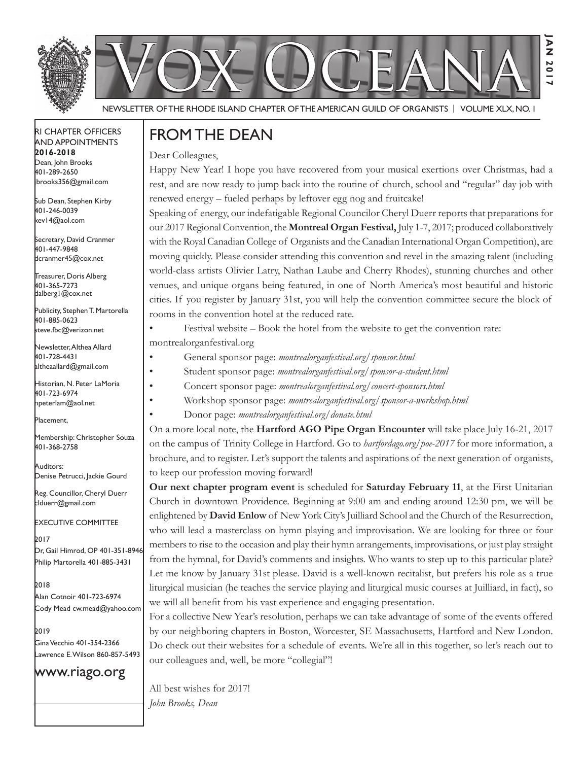# Vox Oceana

NEWSLETTER OF THE RHODE ISLAND CHAPTER OF THE AMERICAN GUILD OF ORGANISTS | VOLUME XLX, NO. 1

JAN 2017

RI CHAPTER OFFICERS AND APPOINTMENTS
**2016-2018**

Dean, John Brooks
401-289-2650
jbrooks356@gmail.com

Sub Dean, Stephen Kirby
401-246-0039
kev14@aol.com

Secretary, David Cranmer
401-447-9848
dcranmer45@cox.net

Treasurer, Doris Alberg
401-365-7273
dalberg1@cox.net

Publicity, Stephen T. Martorella
401-885-0623
steve.fbc@verizon.net

Newsletter, Althea Allard
401-728-4431
altheaallard@gmail.com

Historian, N. Peter LaMoria
401-723-6974
npeterlam@aol.net

Placement,

Membership: Christopher Souza
401-368-2758

Auditors:
Denise Petrucci, Jackie Gourd

Reg. Councillor, Cheryl Duerr
clduerr@gmail.com

EXECUTIVE COMMITTEE

2017
Dr, Gail Himrod, OP 401-351-8946
Philip Martorella 401-885-3431

2018
Alan Cotnoir 401-723-6974
Cody Mead cw.mead@yahoo.com

2019
Gina Vecchio 401-354-2366
Lawrence E. Wilson 860-857-5493

www.riago.org

## FROM THE DEAN

Dear Colleagues,

Happy New Year! I hope you have recovered from your musical exertions over Christmas, had a rest, and are now ready to jump back into the routine of church, school and "regular" day job with renewed energy – fueled perhaps by leftover egg nog and fruitcake!

Speaking of energy, our indefatigable Regional Councilor Cheryl Duerr reports that preparations for our 2017 Regional Convention, the **Montreal Organ Festival,** July 1-7, 2017; produced collaboratively with the Royal Canadian College of Organists and the Canadian International Organ Competition), are moving quickly. Please consider attending this convention and revel in the amazing talent (including world-class artists Olivier Latry, Nathan Laube and Cherry Rhodes), stunning churches and other venues, and unique organs being featured, in one of North America's most beautiful and historic cities. If you register by January 31st, you will help the convention committee secure the block of rooms in the convention hotel at the reduced rate.

- Festival website – Book the hotel from the website to get the convention rate: montrealorganfestival.org
- General sponsor page: *montrealorganfestival.org/sponsor.html*
- Student sponsor page: *montrealorganfestival.org/sponsor-a-student.html*
- Concert sponsor page: *montrealorganfestival.org/concert-sponsors.html*
- Workshop sponsor page: *montrealorganfestival.org/sponsor-a-workshop.html*
- Donor page: *montrealorganfestival.org/donate.html*

On a more local note, the **Hartford AGO Pipe Organ Encounter** will take place July 16-21, 2017 on the campus of Trinity College in Hartford. Go to *hartfordago.org/poe-2017* for more information, a brochure, and to register. Let's support the talents and aspirations of the next generation of organists, to keep our profession moving forward!

**Our next chapter program event** is scheduled for **Saturday February 11**, at the First Unitarian Church in downtown Providence. Beginning at 9:00 am and ending around 12:30 pm, we will be enlightened by **David Enlow** of New York City's Juilliard School and the Church of the Resurrection, who will lead a masterclass on hymn playing and improvisation. We are looking for three or four members to rise to the occasion and play their hymn arrangements, improvisations, or just play straight from the hymnal, for David's comments and insights. Who wants to step up to this particular plate? Let me know by January 31st please. David is a well-known recitalist, but prefers his role as a true liturgical musician (he teaches the service playing and liturgical music courses at Juilliard, in fact), so we will all benefit from his vast experience and engaging presentation.

For a collective New Year's resolution, perhaps we can take advantage of some of the events offered by our neighboring chapters in Boston, Worcester, SE Massachusetts, Hartford and New London. Do check out their websites for a schedule of events. We're all in this together, so let's reach out to our colleagues and, well, be more "collegial"!

All best wishes for 2017!
*John Brooks, Dean*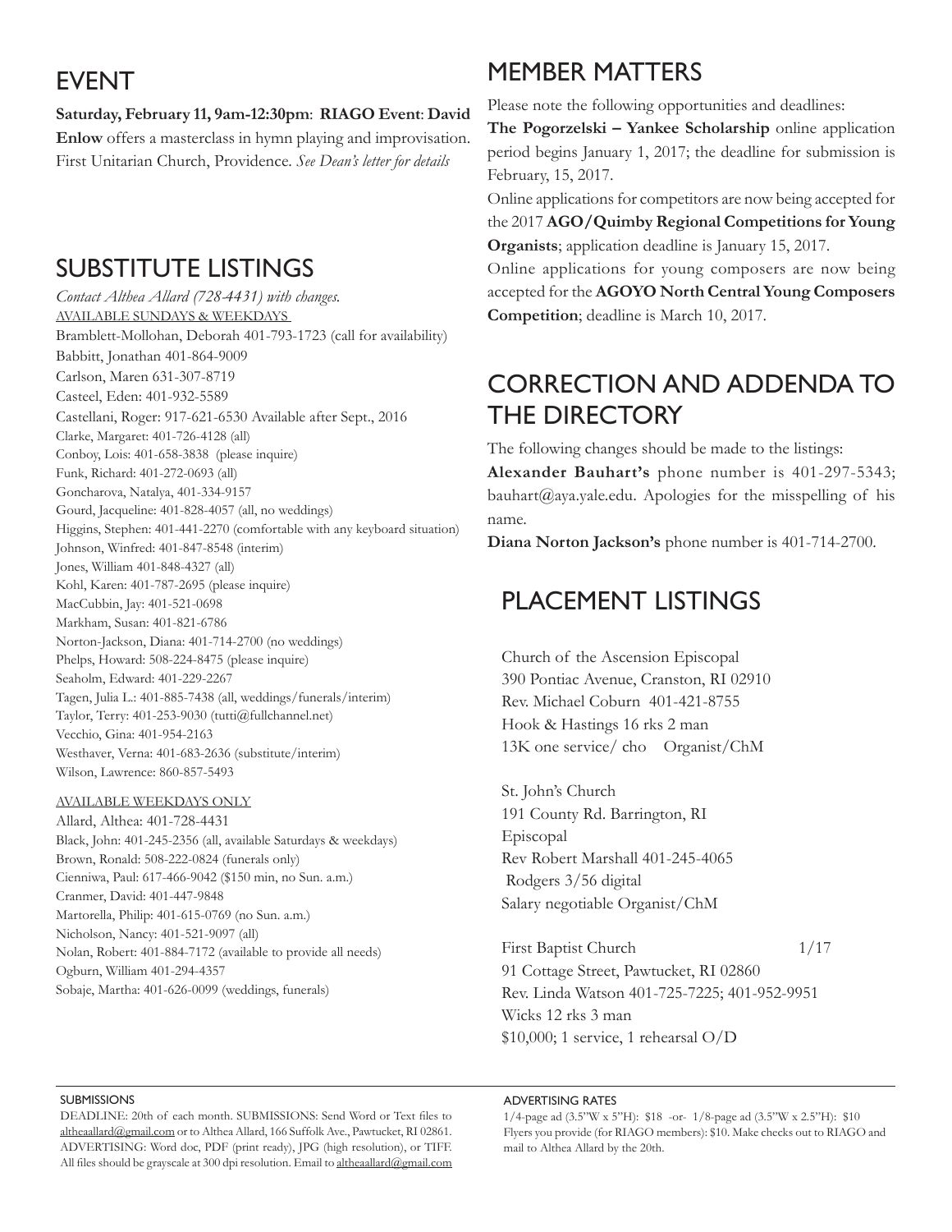## EVENT

**Saturday, February 11, 9am-12:30pm**: **RIAGO Event**: **David Enlow** offers a masterclass in hymn playing and improvisation. First Unitarian Church, Providence. *See Dean's letter for details*

## SUBSTITUTE LISTINGS

*Contact Althea Allard (728-4431) with changes.*

AVAILABLE SUNDAYS & WEEKDAYS

Bramblett-Mollohan, Deborah 401-793-1723 (call for availability)
Babbitt, Jonathan 401-864-9009
Carlson, Maren 631-307-8719
Casteel, Eden: 401-932-5589
Castellani, Roger: 917-621-6530 Available after Sept., 2016
Clarke, Margaret: 401-726-4128 (all)
Conboy, Lois: 401-658-3838 (please inquire)
Funk, Richard: 401-272-0693 (all)
Goncharova, Natalya, 401-334-9157
Gourd, Jacqueline: 401-828-4057 (all, no weddings)
Higgins, Stephen: 401-441-2270 (comfortable with any keyboard situation)
Johnson, Winfred: 401-847-8548 (interim)
Jones, William 401-848-4327 (all)
Kohl, Karen: 401-787-2695 (please inquire)
MacCubbin, Jay: 401-521-0698
Markham, Susan: 401-821-6786
Norton-Jackson, Diana: 401-714-2700 (no weddings)
Phelps, Howard: 508-224-8475 (please inquire)
Seaholm, Edward: 401-229-2267
Tagen, Julia L.: 401-885-7438 (all, weddings/funerals/interim)
Taylor, Terry: 401-253-9030 (tutti@fullchannel.net)
Vecchio, Gina: 401-954-2163
Westhaver, Verna: 401-683-2636 (substitute/interim)
Wilson, Lawrence: 860-857-5493

AVAILABLE WEEKDAYS ONLY

Allard, Althea: 401-728-4431
Black, John: 401-245-2356 (all, available Saturdays & weekdays)
Brown, Ronald: 508-222-0824 (funerals only)
Cienniwa, Paul: 617-466-9042 ($150 min, no Sun. a.m.)
Cranmer, David: 401-447-9848
Martorella, Philip: 401-615-0769 (no Sun. a.m.)
Nicholson, Nancy: 401-521-9097 (all)
Nolan, Robert: 401-884-7172 (available to provide all needs)
Ogburn, William 401-294-4357
Sobaje, Martha: 401-626-0099 (weddings, funerals)

## MEMBER MATTERS

Please note the following opportunities and deadlines:

**The Pogorzelski – Yankee Scholarship** online application period begins January 1, 2017; the deadline for submission is February, 15, 2017.

Online applications for competitors are now being accepted for the 2017 **AGO/Quimby Regional Competitions for Young Organists**; application deadline is January 15, 2017.

Online applications for young composers are now being accepted for the **AGOYO North Central Young Composers Competition**; deadline is March 10, 2017.

## CORRECTION AND ADDENDA TO THE DIRECTORY

The following changes should be made to the listings:

**Alexander Bauhart's** phone number is 401-297-5343; bauhart@aya.yale.edu. Apologies for the misspelling of his name.

**Diana Norton Jackson's** phone number is 401-714-2700.

## PLACEMENT LISTINGS

Church of the Ascension Episcopal
390 Pontiac Avenue, Cranston, RI 02910
Rev. Michael Coburn 401-421-8755
Hook & Hastings 16 rks 2 man
13K one service/ cho Organist/ChM

St. John's Church
191 County Rd. Barrington, RI
Episcopal
Rev Robert Marshall 401-245-4065
Rodgers 3/56 digital
Salary negotiable Organist/ChM

First Baptist Church 1/17
91 Cottage Street, Pawtucket, RI 02860
Rev. Linda Watson 401-725-7225; 401-952-9951
Wicks 12 rks 3 man
$10,000; 1 service, 1 rehearsal O/D

---

SUBMISSIONS

DEADLINE: 20th of each month. SUBMISSIONS: Send Word or Text files to altheaallard@gmail.com or to Althea Allard, 166 Suffolk Ave., Pawtucket, RI 02861. ADVERTISING: Word doc, PDF (print ready), JPG (high resolution), or TIFF. All files should be grayscale at 300 dpi resolution. Email to altheaallard@gmail.com

ADVERTISING RATES

1/4-page ad (3.5"W x 5"H): $18 -or- 1/8-page ad (3.5"W x 2.5"H): $10
Flyers you provide (for RIAGO members): $10. Make checks out to RIAGO and mail to Althea Allard by the 20th.